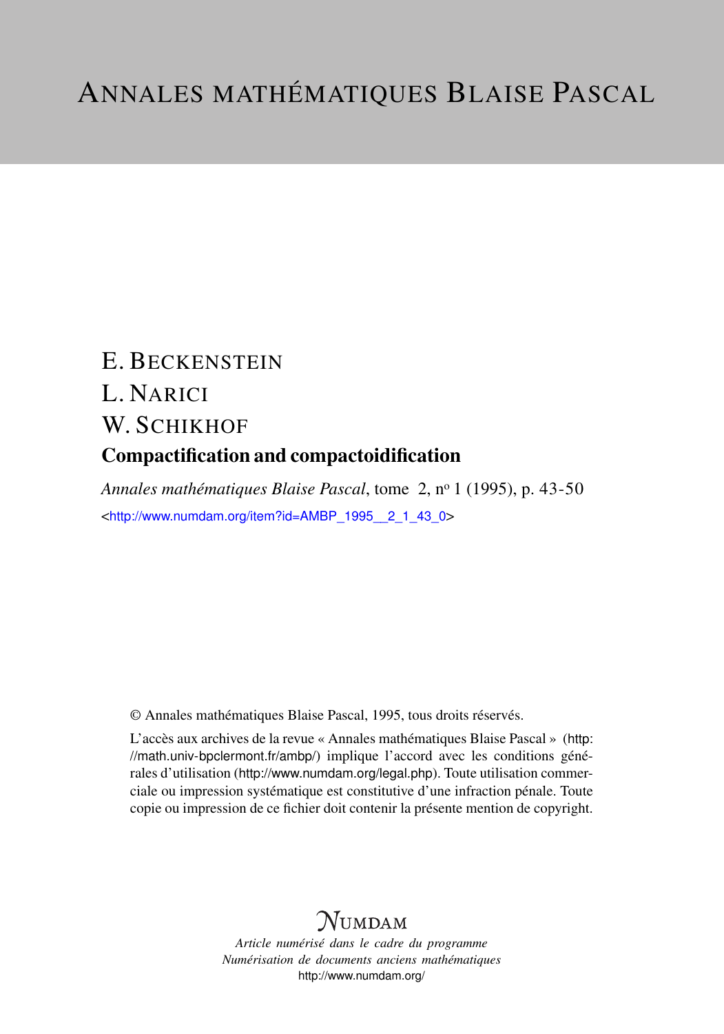# Annales mathématiques Blaise Pascal

E. BECKENSTEIN

L. NARICI

W. SCHIKHOF

## Compactification and compactoidification

*Annales mathématiques Blaise Pascal*, tome 2, nº 1 (1995), p. 43-50

<http://www.numdam.org/item?id=AMBP_1995__2_1_43_0>

© Annales mathématiques Blaise Pascal, 1995, tous droits réservés.

L'accès aux archives de la revue « Annales mathématiques Blaise Pascal » (http://math.univ-bpclermont.fr/ambp/) implique l'accord avec les conditions générales d'utilisation (http://www.numdam.org/legal.php). Toute utilisation commerciale ou impression systématique est constitutive d'une infraction pénale. Toute copie ou impression de ce fichier doit contenir la présente mention de copyright.

NUMDAM

*Article numérisé dans le cadre du programme*
*Numérisation de documents anciens mathématiques*
http://www.numdam.org/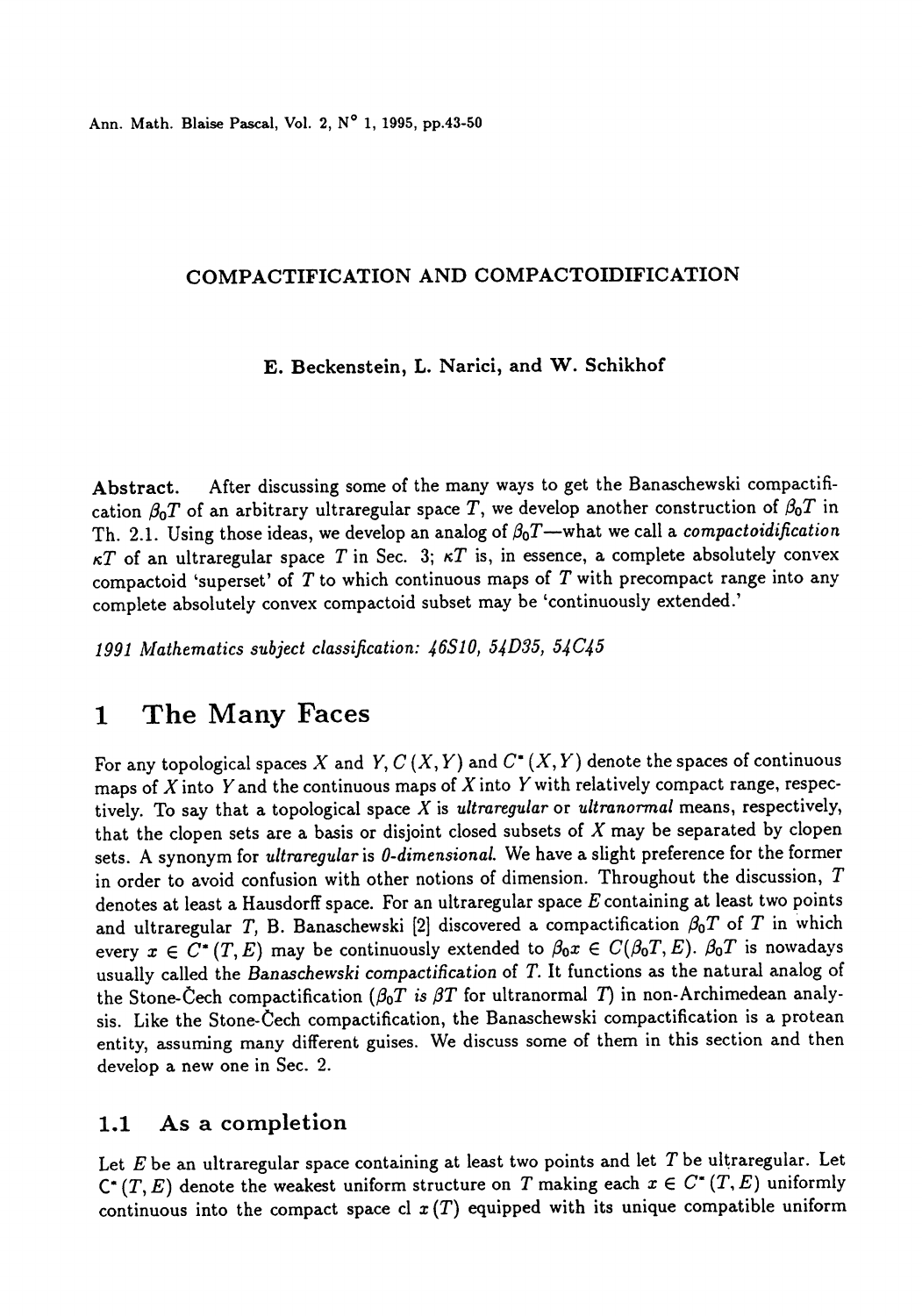# COMPACTIFICATION AND COMPACTOIDIFICATION

**E. Beckenstein, L. Narici, and W. Schikhof**

**Abstract.** After discussing some of the many ways to get the Banaschewski compactification $\beta_0 T$ of an arbitrary ultraregular space $T$, we develop another construction of $\beta_0 T$ in Th. 2.1. Using those ideas, we develop an analog of $\beta_0 T$—what we call a *compactoidification* $\kappa T$ of an ultraregular space $T$ in Sec. 3; $\kappa T$ is, in essence, a complete absolutely convex compactoid 'superset' of $T$ to which continuous maps of $T$ with precompact range into any complete absolutely convex compactoid subset may be 'continuously extended.'

*1991 Mathematics subject classification: 46S10, 54D35, 54C45*

# 1 The Many Faces

For any topological spaces $X$ and $Y$, $C(X,Y)$ and $C^*(X,Y)$ denote the spaces of continuous maps of $X$ into $Y$ and the continuous maps of $X$ into $Y$ with relatively compact range, respectively. To say that a topological space $X$ is *ultraregular* or *ultranormal* means, respectively, that the clopen sets are a basis or disjoint closed subsets of $X$ may be separated by clopen sets. A synonym for *ultraregular* is *0-dimensional*. We have a slight preference for the former in order to avoid confusion with other notions of dimension. Throughout the discussion, $T$ denotes at least a Hausdorff space. For an ultraregular space $E$ containing at least two points and ultraregular $T$, B. Banaschewski [2] discovered a compactification $\beta_0 T$ of $T$ in which every $x \in C^*(T,E)$ may be continuously extended to $\beta_0 x \in C(\beta_0 T, E)$. $\beta_0 T$ is nowadays usually called the *Banaschewski compactification* of $T$. It functions as the natural analog of the Stone-Čech compactification ($\beta_0 T$ *is* $\beta T$ for ultranormal $T$) in non-Archimedean analysis. Like the Stone-Čech compactification, the Banaschewski compactification is a protean entity, assuming many different guises. We discuss some of them in this section and then develop a new one in Sec. 2.

## 1.1 As a completion

Let $E$ be an ultraregular space containing at least two points and let $T$ be ultraregular. Let $\mathcal{C}^*(T,E)$ denote the weakest uniform structure on $T$ making each $x \in C^*(T,E)$ uniformly continuous into the compact space $\text{cl}\, x(T)$ equipped with its unique compatible uniform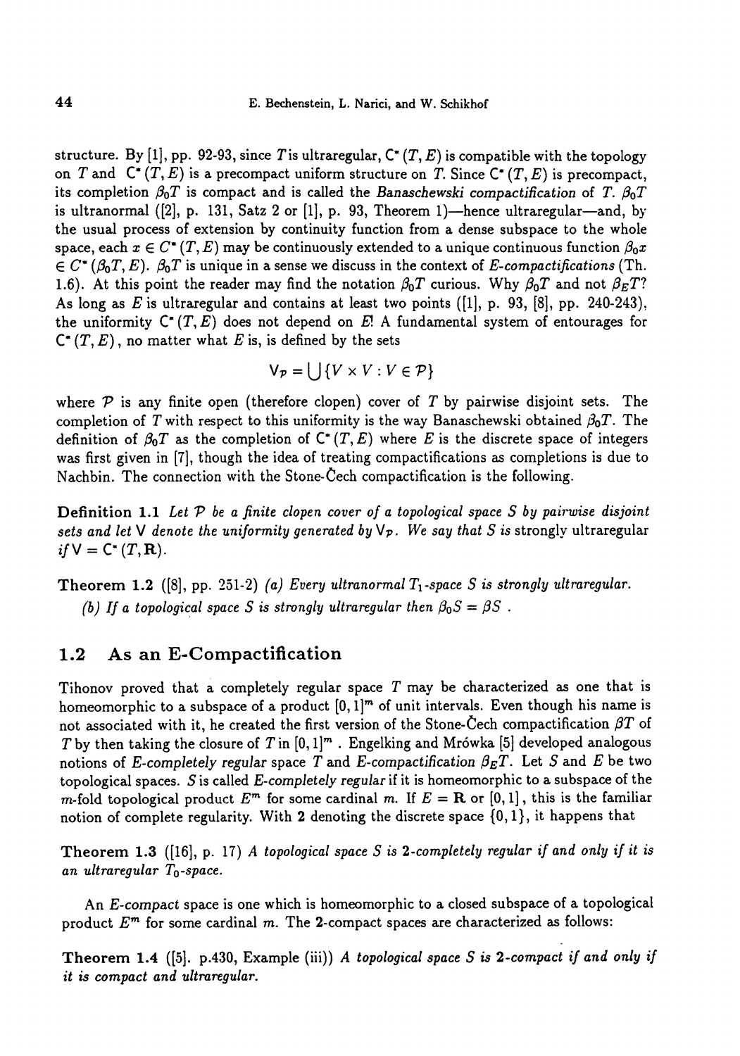structure. By [1], pp. 92-93, since $T$ is ultraregular, $C^*(T, E)$ is compatible with the topology on $T$ and $C^*(T, E)$ is a precompact uniform structure on $T$. Since $C^*(T, E)$ is precompact, its completion $\beta_0 T$ is compact and is called the *Banaschewski compactification* of $T$. $\beta_0 T$ is ultranormal ([2], p. 131, Satz 2 or [1], p. 93, Theorem 1)—hence ultraregular—and, by the usual process of extension by continuity function from a dense subspace to the whole space, each $x \in C^*(T, E)$ may be continuously extended to a unique continuous function $\beta_0 x \in C^*(\beta_0 T, E)$. $\beta_0 T$ is unique in a sense we discuss in the context of *E-compactifications* (Th. 1.6). At this point the reader may find the notation $\beta_0 T$ curious. Why $\beta_0 T$ and not $\beta_E T$? As long as $E$ is ultraregular and contains at least two points ([1], p. 93, [8], pp. 240-243), the uniformity $C^*(T, E)$ does not depend on $E$! A fundamental system of entourages for $C^*(T, E)$, no matter what $E$ is, is defined by the sets

$$V_{\mathcal{P}} = \bigcup \{V \times V : V \in \mathcal{P}\}$$

where $\mathcal{P}$ is any finite open (therefore clopen) cover of $T$ by pairwise disjoint sets. The completion of $T$ with respect to this uniformity is the way Banaschewski obtained $\beta_0 T$. The definition of $\beta_0 T$ as the completion of $C^*(T, E)$ where $E$ is the discrete space of integers was first given in [7], though the idea of treating compactifications as completions is due to Nachbin. The connection with the Stone-Čech compactification is the following.

**Definition 1.1** *Let $\mathcal{P}$ be a finite clopen cover of a topological space $S$ by pairwise disjoint sets and let $V$ denote the uniformity generated by $V_{\mathcal{P}}$. We say that $S$ is* strongly ultraregular *if $V = C^*(T, \mathbf{R})$.*

**Theorem 1.2** ([8], pp. 251-2) *(a) Every ultranormal $T_1$-space $S$ is strongly ultraregular.*

*(b) If a topological space $S$ is strongly ultraregular then $\beta_0 S = \beta S$.*

## 1.2 As an E-Compactification

Tihonov proved that a completely regular space $T$ may be characterized as one that is homeomorphic to a subspace of a product $[0, 1]^m$ of unit intervals. Even though his name is not associated with it, he created the first version of the Stone-Čech compactification $\beta T$ of $T$ by then taking the closure of $T$ in $[0, 1]^m$. Engelking and Mrówka [5] developed analogous notions of *E-completely regular* space $T$ and *E-compactification* $\beta_E T$. Let $S$ and $E$ be two topological spaces. $S$ is called *E-completely regular* if it is homeomorphic to a subspace of the $m$-fold topological product $E^m$ for some cardinal $m$. If $E = \mathbf{R}$ or $[0, 1]$, this is the familiar notion of complete regularity. With $\mathbf{2}$ denoting the discrete space $\{0, 1\}$, it happens that

**Theorem 1.3** ([16], p. 17) *A topological space $S$ is $\mathbf{2}$-completely regular if and only if it is an ultraregular $T_0$-space.*

An *E-compact* space is one which is homeomorphic to a closed subspace of a topological product $E^m$ for some cardinal $m$. The $\mathbf{2}$-compact spaces are characterized as follows:

**Theorem 1.4** ([5]. p.430, Example (iii)) *A topological space $S$ is $\mathbf{2}$-compact if and only if it is compact and ultraregular.*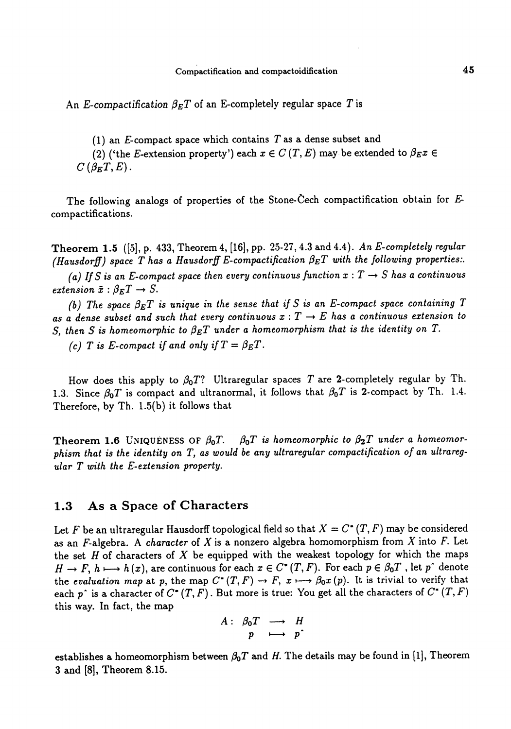An *E-compactification* $\beta_E T$ of an E-completely regular space $T$ is

(1) an $E$-compact space which contains $T$ as a dense subset and

(2) ('the $E$-extension property') each $x \in C(T, E)$ may be extended to $\beta_E x \in C(\beta_E T, E)$.

The following analogs of properties of the Stone-Čech compactification obtain for $E$-compactifications.

**Theorem 1.5** ([5], p. 433, Theorem 4, [16], pp. 25-27, 4.3 and 4.4). *An E-completely regular (Hausdorff) space $T$ has a Hausdorff E-compactification $\beta_E T$ with the following properties:.*

*(a) If $S$ is an E-compact space then every continuous function $x : T \to S$ has a continuous extension $\bar{x} : \beta_E T \to S$.*

*(b) The space $\beta_E T$ is unique in the sense that if $S$ is an E-compact space containing $T$ as a dense subset and such that every continuous $x : T \to E$ has a continuous extension to $S$, then $S$ is homeomorphic to $\beta_E T$ under a homeomorphism that is the identity on $T$.*

*(c) $T$ is E-compact if and only if $T = \beta_E T$.*

How does this apply to $\beta_0 T$? Ultraregular spaces $T$ are **2**-completely regular by Th. 1.3. Since $\beta_0 T$ is compact and ultranormal, it follows that $\beta_0 T$ is **2**-compact by Th. 1.4. Therefore, by Th. 1.5(b) it follows that

**Theorem 1.6** UNIQUENESS OF $\beta_0 T$. *$\beta_0 T$ is homeomorphic to $\beta_2 T$ under a homeomorphism that is the identity on $T$, as would be any ultraregular compactification of an ultraregular $T$ with the E-extension property.*

## 1.3 As a Space of Characters

Let $F$ be an ultraregular Hausdorff topological field so that $X = C^*(T, F)$ may be considered as an $F$-algebra. A *character* of $X$ is a nonzero algebra homomorphism from $X$ into $F$. Let the set $H$ of characters of $X$ be equipped with the weakest topology for which the maps $H \to F$, $h \longmapsto h(x)$, are continuous for each $x \in C^*(T, F)$. For each $p \in \beta_0 T$, let $p^{\wedge}$ denote the *evaluation map* at $p$, the map $C^*(T, F) \to F$, $x \longmapsto \beta_0 x(p)$. It is trivial to verify that each $p^{\wedge}$ is a character of $C^*(T, F)$. But more is true: You get all the characters of $C^*(T, F)$ this way. In fact, the map

$$A : \begin{array}{ccc} \beta_0 T & \longrightarrow & H \\ p & \longmapsto & p^{\wedge} \end{array}$$

establishes a homeomorphism between $\beta_0 T$ and $H$. The details may be found in [1], Theorem 3 and [8], Theorem 8.15.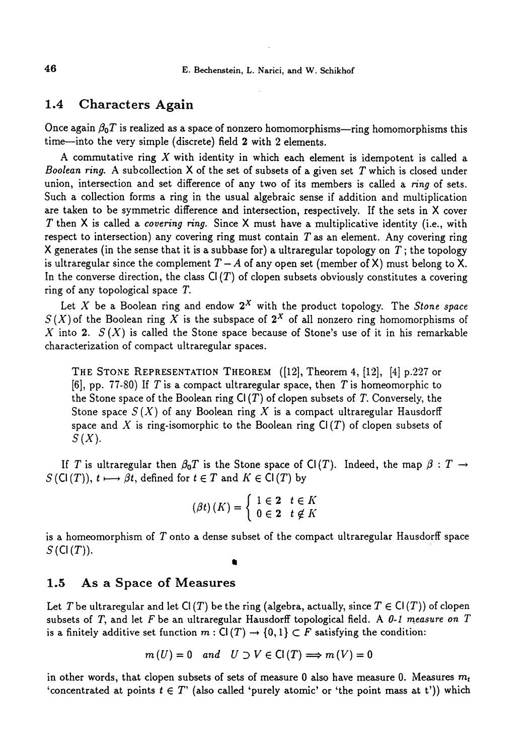## 1.4 Characters Again

Once again $\beta_0 T$ is realized as a space of nonzero homomorphisms—ring homomorphisms this time—into the very simple (discrete) field $\mathbf{2}$ with 2 elements.

A commutative ring $X$ with identity in which each element is idempotent is called a *Boolean ring*. A subcollection $\mathsf{X}$ of the set of subsets of a given set $T$ which is closed under union, intersection and set difference of any two of its members is called a *ring* of sets. Such a collection forms a ring in the usual algebraic sense if addition and multiplication are taken to be symmetric difference and intersection, respectively. If the sets in $\mathsf{X}$ cover $T$ then $\mathsf{X}$ is called a *covering ring*. Since $\mathsf{X}$ must have a multiplicative identity (i.e., with respect to intersection) any covering ring must contain $T$ as an element. Any covering ring $\mathsf{X}$ generates (in the sense that it is a subbase for) a ultraregular topology on $T$; the topology is ultraregular since the complement $T - A$ of any open set (member of $\mathsf{X}$) must belong to $\mathsf{X}$. In the converse direction, the class $\mathsf{Cl}(T)$ of clopen subsets obviously constitutes a covering ring of any topological space $T$.

Let $X$ be a Boolean ring and endow $\mathbf{2}^X$ with the product topology. The *Stone space* $S(X)$ of the Boolean ring $X$ is the subspace of $\mathbf{2}^X$ of all nonzero ring homomorphisms of $X$ into $\mathbf{2}$. $S(X)$ is called the Stone space because of Stone's use of it in his remarkable characterization of compact ultraregular spaces.

> THE STONE REPRESENTATION THEOREM ([12], Theorem 4, [12], [4] p.227 or [6], pp. 77-80) If $T$ is a compact ultraregular space, then $T$ is homeomorphic to the Stone space of the Boolean ring $\mathsf{Cl}(T)$ of clopen subsets of $T$. Conversely, the Stone space $S(X)$ of any Boolean ring $X$ is a compact ultraregular Hausdorff space and $X$ is ring-isomorphic to the Boolean ring $\mathsf{Cl}(T)$ of clopen subsets of $S(X)$.

If $T$ is ultraregular then $\beta_0 T$ is the Stone space of $\mathsf{Cl}(T)$. Indeed, the map $\beta : T \rightarrow S(\mathsf{Cl}(T))$, $t \longmapsto \beta t$, defined for $t \in T$ and $K \in \mathsf{Cl}(T)$ by

$$(\beta t)(K) = \begin{cases} 1 \in \mathbf{2} & t \in K \\ 0 \in \mathbf{2} & t \notin K \end{cases}$$

is a homeomorphism of $T$ onto a dense subset of the compact ultraregular Hausdorff space $S(\mathsf{Cl}(T))$.

## 1.5 As a Space of Measures

Let $T$ be ultraregular and let $\mathsf{Cl}(T)$ be the ring (algebra, actually, since $T \in \mathsf{Cl}(T)$) of clopen subsets of $T$, and let $F$ be an ultraregular Hausdorff topological field. A *0-1 measure on* $T$ is a finitely additive set function $m : \mathsf{Cl}(T) \rightarrow \{0,1\} \subset F$ satisfying the condition:

$$m(U) = 0 \quad and \quad U \supset V \in \mathsf{Cl}(T) \Longrightarrow m(V) = 0$$

in other words, that clopen subsets of sets of measure 0 also have measure 0. Measures $m_t$ 'concentrated at points $t \in T$' (also called 'purely atomic' or 'the point mass at t')) which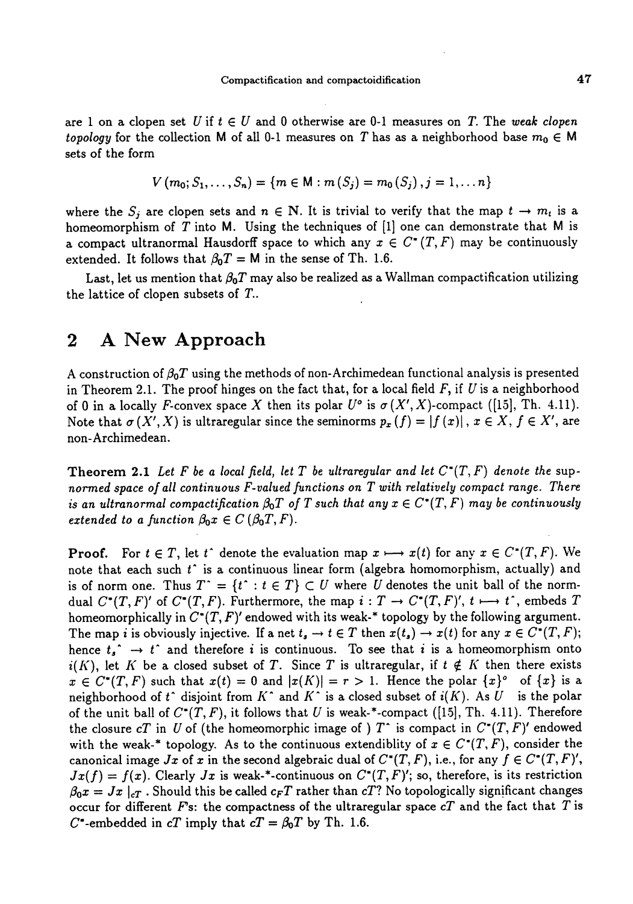are 1 on a clopen set $U$ if $t \in U$ and 0 otherwise are 0-1 measures on $T$. The *weak clopen topology* for the collection M of all 0-1 measures on $T$ has as a neighborhood base $m_0 \in$ M sets of the form

$$V(m_0; S_1, \ldots, S_n) = \{m \in \mathsf{M} : m(S_j) = m_0(S_j), j = 1, \ldots n\}$$

where the $S_j$ are clopen sets and $n \in \mathbb{N}$. It is trivial to verify that the map $t \to m_t$ is a homeomorphism of $T$ into M. Using the techniques of [1] one can demonstrate that M is a compact ultranormal Hausdorff space to which any $x \in C^*(T, F)$ may be continuously extended. It follows that $\beta_0 T =$ M in the sense of Th. 1.6.

Last, let us mention that $\beta_0 T$ may also be realized as a Wallman compactification utilizing the lattice of clopen subsets of $T$..

## 2 A New Approach

A construction of $\beta_0 T$ using the methods of non-Archimedean functional analysis is presented in Theorem 2.1. The proof hinges on the fact that, for a local field $F$, if $U$ is a neighborhood of 0 in a locally $F$-convex space $X$ then its polar $U^o$ is $\sigma(X', X)$-compact ([15], Th. 4.11). Note that $\sigma(X', X)$ is ultraregular since the seminorms $p_x(f) = |f(x)|$, $x \in X$, $f \in X'$, are non-Archimedean.

**Theorem 2.1** *Let $F$ be a local field, let $T$ be ultraregular and let $C^*(T, F)$ denote the sup-normed space of all continuous $F$-valued functions on $T$ with relatively compact range. There is an ultranormal compactification $\beta_0 T$ of $T$ such that any $x \in C^*(T, F)$ may be continuously extended to a function $\beta_0 x \in C(\beta_0 T, F)$.*

**Proof.** For $t \in T$, let $t^\wedge$ denote the evaluation map $x \longmapsto x(t)$ for any $x \in C^*(T, F)$. We note that each such $t^\wedge$ is a continuous linear form (algebra homomorphism, actually) and is of norm one. Thus $T^\wedge = \{t^\wedge : t \in T\} \subset U$ where $U$ denotes the unit ball of the norm-dual $C^*(T, F)'$ of $C^*(T, F)$. Furthermore, the map $i : T \to C^*(T, F)'$, $t \longmapsto t^\wedge$, embeds $T$ homeomorphically in $C^*(T, F)'$ endowed with its weak-* topology by the following argument. The map $i$ is obviously injective. If a net $t_s \to t \in T$ then $x(t_s) \to x(t)$ for any $x \in C^*(T, F)$; hence $t_s^\wedge \to t^\wedge$ and therefore $i$ is continuous. To see that $i$ is a homeomorphism onto $i(K)$, let $K$ be a closed subset of $T$. Since $T$ is ultraregular, if $t \notin K$ then there exists $x \in C^*(T, F)$ such that $x(t) = 0$ and $|x(K)| = r > 1$. Hence the polar $\{x\}^o$ of $\{x\}$ is a neighborhood of $t^\wedge$ disjoint from $K^\wedge$ and $K^\wedge$ is a closed subset of $i(K)$. As $U$ is the polar of the unit ball of $C^*(T, F)$, it follows that $U$ is weak-*-compact ([15], Th. 4.11). Therefore the closure $cT$ in $U$ of (the homeomorphic image of ) $T^\wedge$ is compact in $C^*(T, F)'$ endowed with the weak-* topology. As to the continuous extendiblity of $x \in C^*(T, F)$, consider the canonical image $Jx$ of $x$ in the second algebraic dual of $C^*(T, F)$, i.e., for any $f \in C^*(T, F)'$, $Jx(f) = f(x)$. Clearly $Jx$ is weak-*-continuous on $C^*(T, F)'$; so, therefore, is its restriction $\beta_0 x = Jx\,|_{cT}$. Should this be called $c_F T$ rather than $cT$? No topologically significant changes occur for different $F$'s: the compactness of the ultraregular space $cT$ and the fact that $T$ is $C^*$-embedded in $cT$ imply that $cT = \beta_0 T$ by Th. 1.6.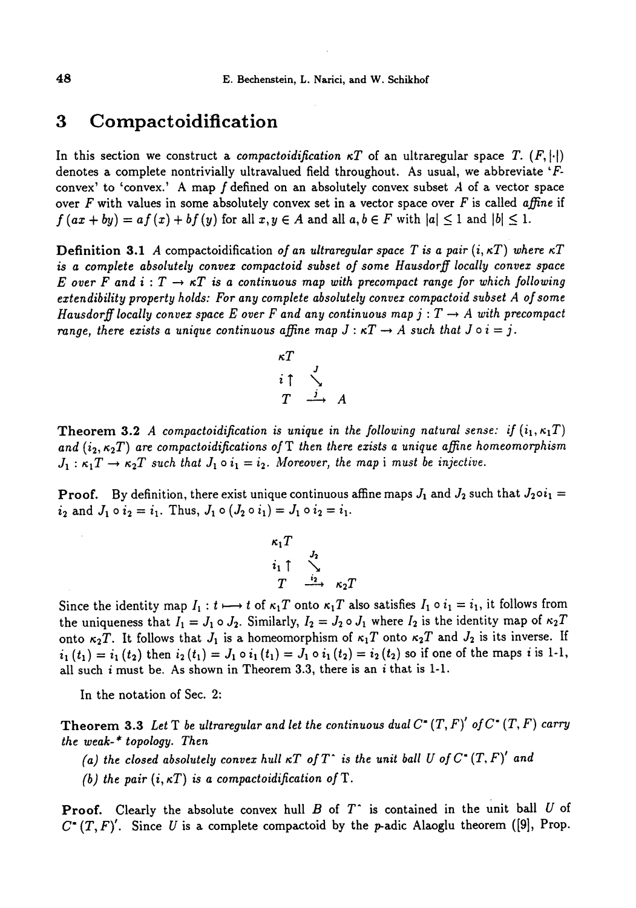# 3 Compactoidification

In this section we construct a *compactoidification* $\kappa T$ of an ultraregular space $T$. $(F, |\cdot|)$ denotes a complete nontrivially ultravalued field throughout. As usual, we abbreviate '$F$-convex' to 'convex.' A map $f$ defined on an absolutely convex subset $A$ of a vector space over $F$ with values in some absolutely convex set in a vector space over $F$ is called *affine* if $f(ax + by) = af(x) + bf(y)$ for all $x, y \in A$ and all $a, b \in F$ with $|a| \leq 1$ and $|b| \leq 1$.

**Definition 3.1** *A compactoidification of an ultraregular space $T$ is a pair $(i, \kappa T)$ where $\kappa T$ is a complete absolutely convex compactoid subset of some Hausdorff locally convex space $E$ over $F$ and $i : T \to \kappa T$ is a continuous map with precompact range for which following extendibility property holds: For any complete absolutely convex compactoid subset $A$ of some Hausdorff locally convex space $E$ over $F$ and any continuous map $j : T \to A$ with precompact range, there exists a unique continuous affine map $J : \kappa T \to A$ such that $J \circ i = j$.*

$$\begin{array}{ccc} \kappa T & & \\ i\uparrow & \overset{J}{\searrow} & \\ T & \xrightarrow{j} & A \end{array}$$

**Theorem 3.2** *A compactoidification is unique in the following natural sense: if $(i_1, \kappa_1 T)$ and $(i_2, \kappa_2 T)$ are compactoidifications of T then there exists a unique affine homeomorphism $J_1 : \kappa_1 T \to \kappa_2 T$ such that $J_1 \circ i_1 = i_2$. Moreover, the map i must be injective.*

**Proof.** By definition, there exist unique continuous affine maps $J_1$ and $J_2$ such that $J_2 \circ i_1 = i_2$ and $J_1 \circ i_2 = i_1$. Thus, $J_1 \circ (J_2 \circ i_1) = J_1 \circ i_2 = i_1$.

$$\begin{array}{ccc} \kappa_1 T & & \\ i_1\uparrow & \overset{J_2}{\searrow} & \\ T & \xrightarrow{i_2} & \kappa_2 T \end{array}$$

Since the identity map $I_1 : t \longmapsto t$ of $\kappa_1 T$ onto $\kappa_1 T$ also satisfies $I_1 \circ i_1 = i_1$, it follows from the uniqueness that $I_1 = J_1 \circ J_2$. Similarly, $I_2 = J_2 \circ J_1$ where $I_2$ is the identity map of $\kappa_2 T$ onto $\kappa_2 T$. It follows that $J_1$ is a homeomorphism of $\kappa_1 T$ onto $\kappa_2 T$ and $J_2$ is its inverse. If $i_1(t_1) = i_1(t_2)$ then $i_2(t_1) = J_1 \circ i_1(t_1) = J_1 \circ i_1(t_2) = i_2(t_2)$ so if one of the maps $i$ is 1-1, all such $i$ must be. As shown in Theorem 3.3, there is an $i$ that is 1-1.

In the notation of Sec. 2:

**Theorem 3.3** *Let T be ultraregular and let the continuous dual $C^*(T, F)'$ of $C^*(T, F)$ carry the weak-\* topology. Then*

*(a) the closed absolutely convex hull $\kappa T$ of $T\hat{}$ is the unit ball $U$ of $C^*(T, F)'$ and*

*(b) the pair $(i, \kappa T)$ is a compactoidification of T.*

**Proof.** Clearly the absolute convex hull $B$ of $T\hat{}$ is contained in the unit ball $U$ of $C^*(T, F)'$. Since $U$ is a complete compactoid by the $p$-adic Alaoglu theorem ([9], Prop.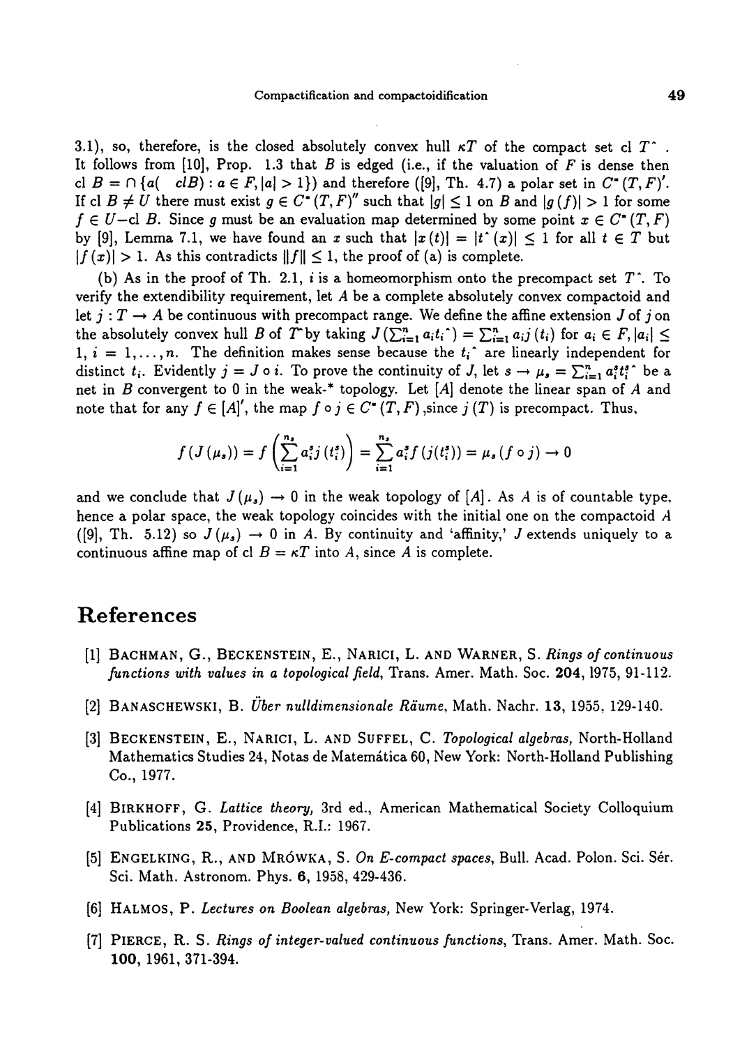3.1), so, therefore, is the closed absolutely convex hull $\kappa T$ of the compact set cl $T^{\hat{}}$ . It follows from [10], Prop. 1.3 that $B$ is edged (i.e., if the valuation of $F$ is dense then cl $B = \cap \{a( \ \ clB) : a \in F, |a| > 1\}$) and therefore ([9], Th. 4.7) a polar set in $C^{*}(T,F)'$. If cl $B \neq U$ there must exist $g \in C^{*}(T,F)''$ such that $|g| \leq 1$ on $B$ and $|g(f)| > 1$ for some $f \in U-$cl $B$. Since $g$ must be an evaluation map determined by some point $x \in C^{*}(T,F)$ by [9], Lemma 7.1, we have found an $x$ such that $|x(t)| = |t^{\hat{}}(x)| \leq 1$ for all $t \in T$ but $|f(x)| > 1$. As this contradicts $\|f\| \leq 1$, the proof of (a) is complete.

(b) As in the proof of Th. 2.1, $i$ is a homeomorphism onto the precompact set $T^{\hat{}}$. To verify the extendibility requirement, let $A$ be a complete absolutely convex compactoid and let $j : T \to A$ be continuous with precompact range. We define the affine extension $J$ of $j$ on the absolutely convex hull $B$ of $T^{\hat{}}$ by taking $J(\sum_{i=1}^{n} a_i t_i^{\hat{}}) = \sum_{i=1}^{n} a_i j(t_i)$ for $a_i \in F, |a_i| \leq 1$, $i = 1, \ldots, n$. The definition makes sense because the $t_i^{\hat{}}$ are linearly independent for distinct $t_i$. Evidently $j = J \circ i$. To prove the continuity of $J$, let $s \to \mu_s = \sum_{i=1}^{n_s} a_i^s t_i^{s\hat{}}$ be a net in $B$ convergent to 0 in the weak-* topology. Let $[A]$ denote the linear span of $A$ and note that for any $f \in [A]'$, the map $f \circ j \in C^{*}(T,F)$ ,since $j(T)$ is precompact. Thus,

$$f(J(\mu_s)) = f\left(\sum_{i=1}^{n_s} a_i^s j(t_i^s)\right) = \sum_{i=1}^{n_s} a_i^s f(j(t_i^s)) = \mu_s(f \circ j) \to 0$$

and we conclude that $J(\mu_s) \to 0$ in the weak topology of $[A]$. As $A$ is of countable type, hence a polar space, the weak topology coincides with the initial one on the compactoid $A$ ([9], Th. 5.12) so $J(\mu_s) \to 0$ in $A$. By continuity and 'affinity,' $J$ extends uniquely to a continuous affine map of cl $B = \kappa T$ into $A$, since $A$ is complete.

# References

[1] Bachman, G., Beckenstein, E., Narici, L. and Warner, S. *Rings of continuous functions with values in a topological field*, Trans. Amer. Math. Soc. **204**, 1975, 91-112.

[2] Banaschewski, B. *Über nulldimensionale Räume*, Math. Nachr. **13**, 1955, 129-140.

[3] Beckenstein, E., Narici, L. and Suffel, C. *Topological algebras*, North-Holland Mathematics Studies 24, Notas de Matemática 60, New York: North-Holland Publishing Co., 1977.

[4] Birkhoff, G. *Lattice theory*, 3rd ed., American Mathematical Society Colloquium Publications **25**, Providence, R.I.: 1967.

[5] Engelking, R., and Mrówka, S. *On E-compact spaces*, Bull. Acad. Polon. Sci. Sér. Sci. Math. Astronom. Phys. **6**, 1958, 429-436.

[6] Halmos, P. *Lectures on Boolean algebras*, New York: Springer-Verlag, 1974.

[7] Pierce, R. S. *Rings of integer-valued continuous functions*, Trans. Amer. Math. Soc. **100**, 1961, 371-394.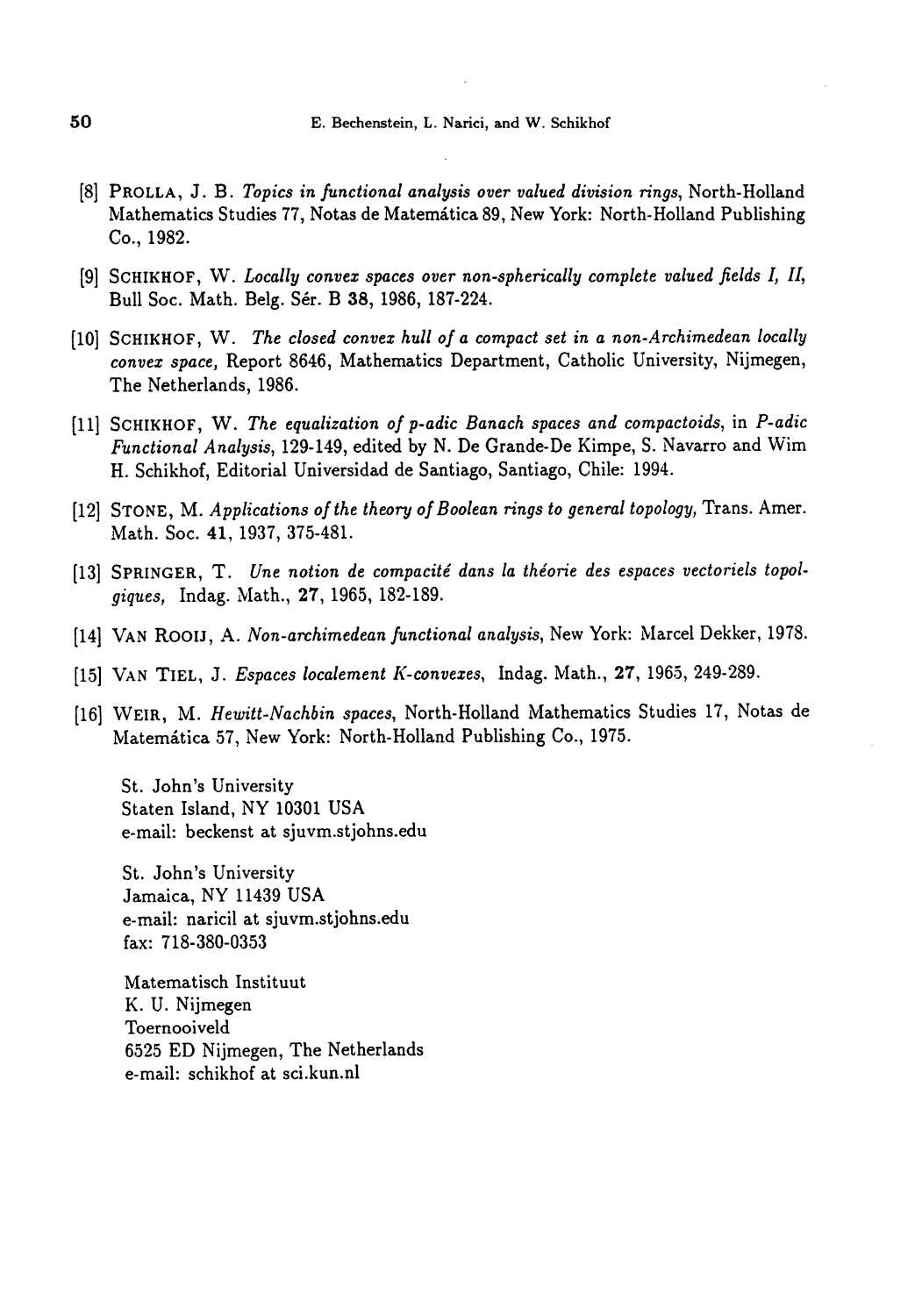[8] PROLLA, J. B. *Topics in functional analysis over valued division rings*, North-Holland Mathematics Studies 77, Notas de Matemática 89, New York: North-Holland Publishing Co., 1982.

[9] SCHIKHOF, W. *Locally convex spaces over non-spherically complete valued fields I, II*, Bull Soc. Math. Belg. Sér. B **38**, 1986, 187-224.

[10] SCHIKHOF, W. *The closed convex hull of a compact set in a non-Archimedean locally convex space*, Report 8646, Mathematics Department, Catholic University, Nijmegen, The Netherlands, 1986.

[11] SCHIKHOF, W. *The equalization of p-adic Banach spaces and compactoids*, in *P-adic Functional Analysis*, 129-149, edited by N. De Grande-De Kimpe, S. Navarro and Wim H. Schikhof, Editorial Universidad de Santiago, Santiago, Chile: 1994.

[12] STONE, M. *Applications of the theory of Boolean rings to general topology*, Trans. Amer. Math. Soc. **41**, 1937, 375-481.

[13] SPRINGER, T. *Une notion de compacité dans la théorie des espaces vectoriels topolgiques*, Indag. Math., **27**, 1965, 182-189.

[14] VAN ROOIJ, A. *Non-archimedean functional analysis*, New York: Marcel Dekker, 1978.

[15] VAN TIEL, J. *Espaces localement K-convexes*, Indag. Math., **27**, 1965, 249-289.

[16] WEIR, M. *Hewitt-Nachbin spaces*, North-Holland Mathematics Studies 17, Notas de Matemática 57, New York: North-Holland Publishing Co., 1975.

St. John's University
Staten Island, NY 10301 USA
e-mail: beckenst at sjuvm.stjohns.edu

St. John's University
Jamaica, NY 11439 USA
e-mail: naricil at sjuvm.stjohns.edu
fax: 718-380-0353

Matematisch Instituut
K. U. Nijmegen
Toernooiveld
6525 ED Nijmegen, The Netherlands
e-mail: schikhof at sci.kun.nl